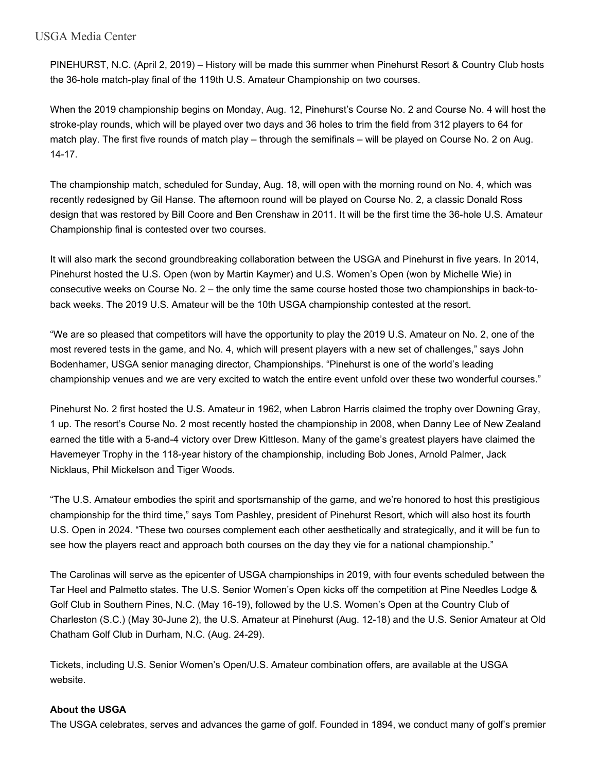PINEHURST, N.C. (April 2, 2019) – History will be made this summer when Pinehurst Resort & Country Club hosts the 36-hole match-play final of the 119th U.S. Amateur Championship on two courses.

When the 2019 championship begins on Monday, Aug. 12, Pinehurst's Course No. 2 and Course No. 4 will host the stroke-play rounds, which will be played over two days and 36 holes to trim the field from 312 players to 64 for match play. The first five rounds of match play – through the semifinals – will be played on Course No. 2 on Aug. 14-17.

The championship match, scheduled for Sunday, Aug. 18, will open with the morning round on No. 4, which was recently redesigned by Gil Hanse. The afternoon round will be played on Course No. 2, a classic Donald Ross design that was restored by Bill Coore and Ben Crenshaw in 2011. It will be the first time the 36-hole U.S. Amateur Championship final is contested over two courses.

It will also mark the second groundbreaking collaboration between the USGA and Pinehurst in five years. In 2014, Pinehurst hosted the U.S. Open (won by Martin Kaymer) and U.S. Women's Open (won by Michelle Wie) in consecutive weeks on Course No. 2 – the only time the same course hosted those two championships in back-to-back weeks. The 2019 U.S. Amateur will be the 10th USGA championship contested at the resort.

"We are so pleased that competitors will have the opportunity to play the 2019 U.S. Amateur on No. 2, one of the most revered tests in the game, and No. 4, which will present players with a new set of challenges," says John Bodenhamer, USGA senior managing director, Championships. "Pinehurst is one of the world's leading championship venues and we are very excited to watch the entire event unfold over these two wonderful courses."

Pinehurst No. 2 first hosted the U.S. Amateur in 1962, when Labron Harris claimed the trophy over Downing Gray, 1 up. The resort's Course No. 2 most recently hosted the championship in 2008, when Danny Lee of New Zealand earned the title with a 5-and-4 victory over Drew Kittleson. Many of the game's greatest players have claimed the Havemeyer Trophy in the 118-year history of the championship, including Bob Jones, Arnold Palmer, Jack Nicklaus, Phil Mickelson and Tiger Woods.

"The U.S. Amateur embodies the spirit and sportsmanship of the game, and we're honored to host this prestigious championship for the third time," says Tom Pashley, president of Pinehurst Resort, which will also host its fourth U.S. Open in 2024. "These two courses complement each other aesthetically and strategically, and it will be fun to see how the players react and approach both courses on the day they vie for a national championship."

The Carolinas will serve as the epicenter of USGA championships in 2019, with four events scheduled between the Tar Heel and Palmetto states. The U.S. Senior Women's Open kicks off the competition at Pine Needles Lodge & Golf Club in Southern Pines, N.C. (May 16-19), followed by the U.S. Women's Open at the Country Club of Charleston (S.C.) (May 30-June 2), the U.S. Amateur at Pinehurst (Aug. 12-18) and the U.S. Senior Amateur at Old Chatham Golf Club in Durham, N.C. (Aug. 24-29).

Tickets, including U.S. Senior Women's Open/U.S. Amateur combination offers, are available at the USGA website.

**About the USGA**

The USGA celebrates, serves and advances the game of golf. Founded in 1894, we conduct many of golf's premier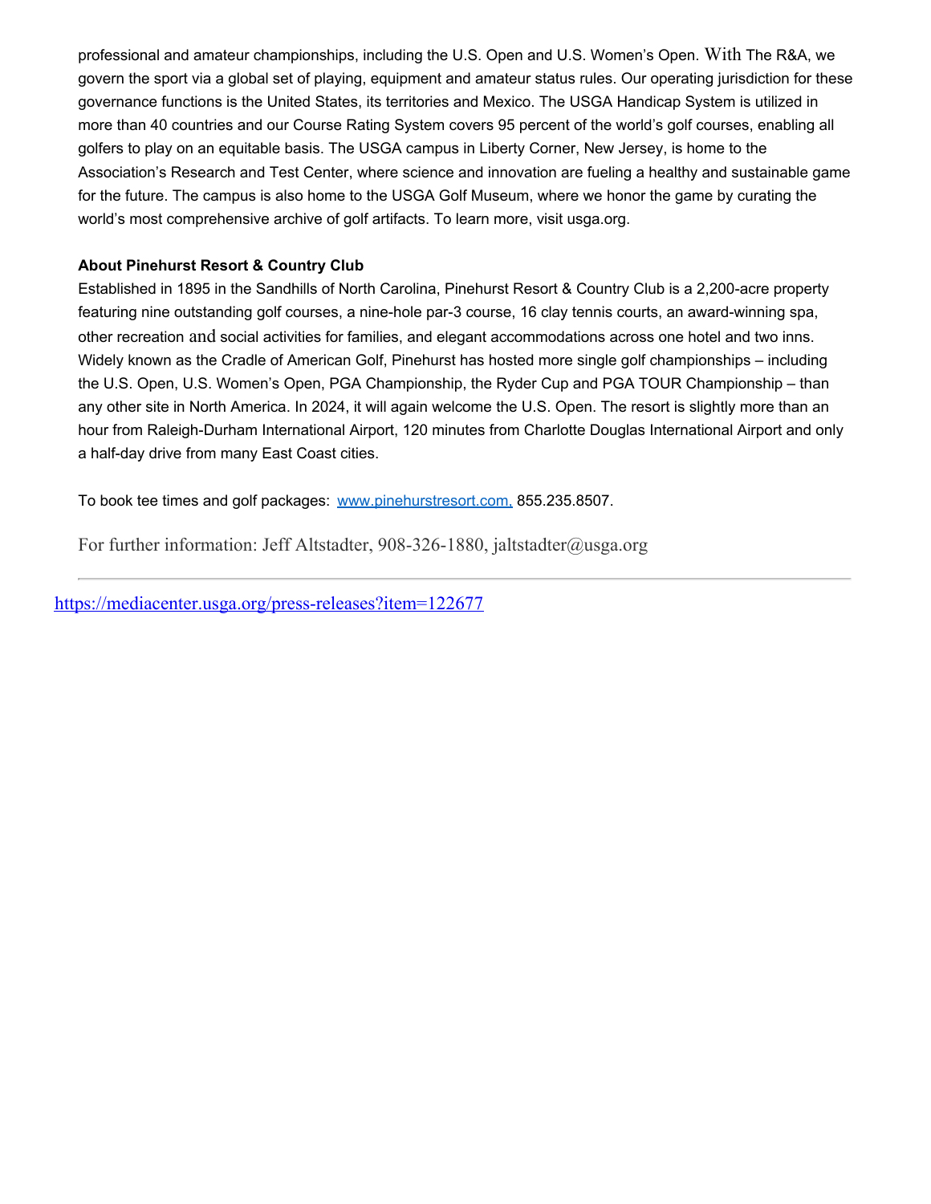professional and amateur championships, including the U.S. Open and U.S. Women's Open. With The R&A, we govern the sport via a global set of playing, equipment and amateur status rules. Our operating jurisdiction for these governance functions is the United States, its territories and Mexico. The USGA Handicap System is utilized in more than 40 countries and our Course Rating System covers 95 percent of the world's golf courses, enabling all golfers to play on an equitable basis. The USGA campus in Liberty Corner, New Jersey, is home to the Association's Research and Test Center, where science and innovation are fueling a healthy and sustainable game for the future. The campus is also home to the USGA Golf Museum, where we honor the game by curating the world's most comprehensive archive of golf artifacts. To learn more, visit usga.org.

**About Pinehurst Resort & Country Club**

Established in 1895 in the Sandhills of North Carolina, Pinehurst Resort & Country Club is a 2,200-acre property featuring nine outstanding golf courses, a nine-hole par-3 course, 16 clay tennis courts, an award-winning spa, other recreation and social activities for families, and elegant accommodations across one hotel and two inns. Widely known as the Cradle of American Golf, Pinehurst has hosted more single golf championships – including the U.S. Open, U.S. Women's Open, PGA Championship, the Ryder Cup and PGA TOUR Championship – than any other site in North America. In 2024, it will again welcome the U.S. Open. The resort is slightly more than an hour from Raleigh-Durham International Airport, 120 minutes from Charlotte Douglas International Airport and only a half-day drive from many East Coast cities.

To book tee times and golf packages: [www.pinehurstresort.com,](http://www.pinehurstresort.com) 855.235.8507.

For further information: Jeff Altstadter, 908-326-1880, jaltstadter@usga.org

---

https://mediacenter.usga.org/press-releases?item=122677